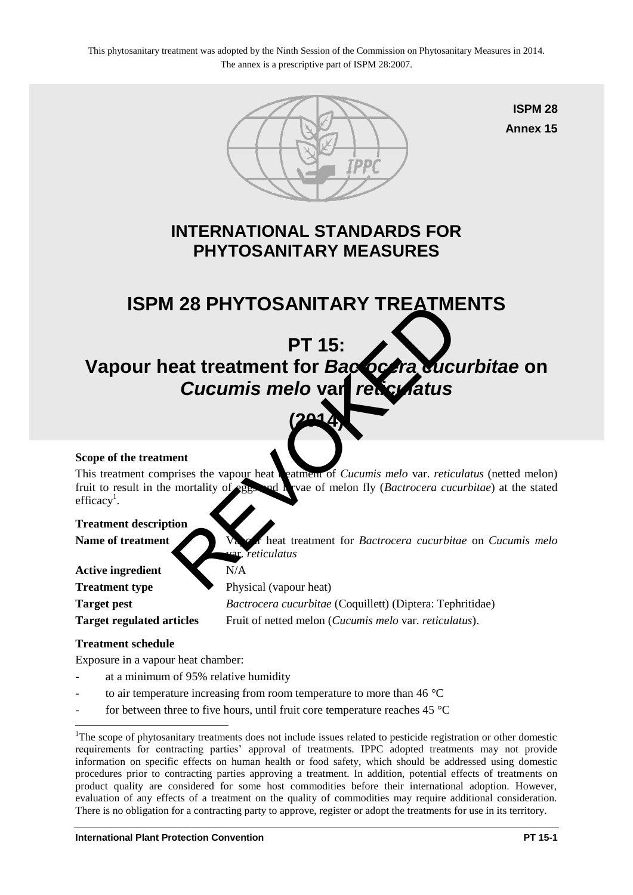This phytosanitary treatment was adopted by the Ninth Session of the Commission on Phytosanitary Measures in 2014. The annex is a prescriptive part of ISPM 28:2007.

**ISPM 28**
**Annex 15**

# INTERNATIONAL STANDARDS FOR PHYTOSANITARY MEASURES

# ISPM 28 PHYTOSANITARY TREATMENTS

# PT 15: Vapour heat treatment for *Bactrocera cucurbitae* on *Cucumis melo* var. *reticulatus* (2014)

REVOKED

**Scope of the treatment**

This treatment comprises the vapour heat treatment of *Cucumis melo* var. *reticulatus* (netted melon) fruit to result in the mortality of eggs and larvae of melon fly (*Bactrocera cucurbitae*) at the stated efficacy[1].

**Treatment description**

| | |
|---|---|
| **Name of treatment** | Vapour heat treatment for *Bactrocera cucurbitae* on *Cucumis melo* var. *reticulatus* |
| **Active ingredient** | N/A |
| **Treatment type** | Physical (vapour heat) |
| **Target pest** | *Bactrocera cucurbitae* (Coquillett) (Diptera: Tephritidae) |
| **Target regulated articles** | Fruit of netted melon (*Cucumis melo* var. *reticulatus*). |

**Treatment schedule**

Exposure in a vapour heat chamber:

- at a minimum of 95% relative humidity
- to air temperature increasing from room temperature to more than 46 °C
- for between three to five hours, until fruit core temperature reaches 45 °C

[1]The scope of phytosanitary treatments does not include issues related to pesticide registration or other domestic requirements for contracting parties' approval of treatments. IPPC adopted treatments may not provide information on specific effects on human health or food safety, which should be addressed using domestic procedures prior to contracting parties approving a treatment. In addition, potential effects of treatments on product quality are considered for some host commodities before their international adoption. However, evaluation of any effects of a treatment on the quality of commodities may require additional consideration. There is no obligation for a contracting party to approve, register or adopt the treatments for use in its territory.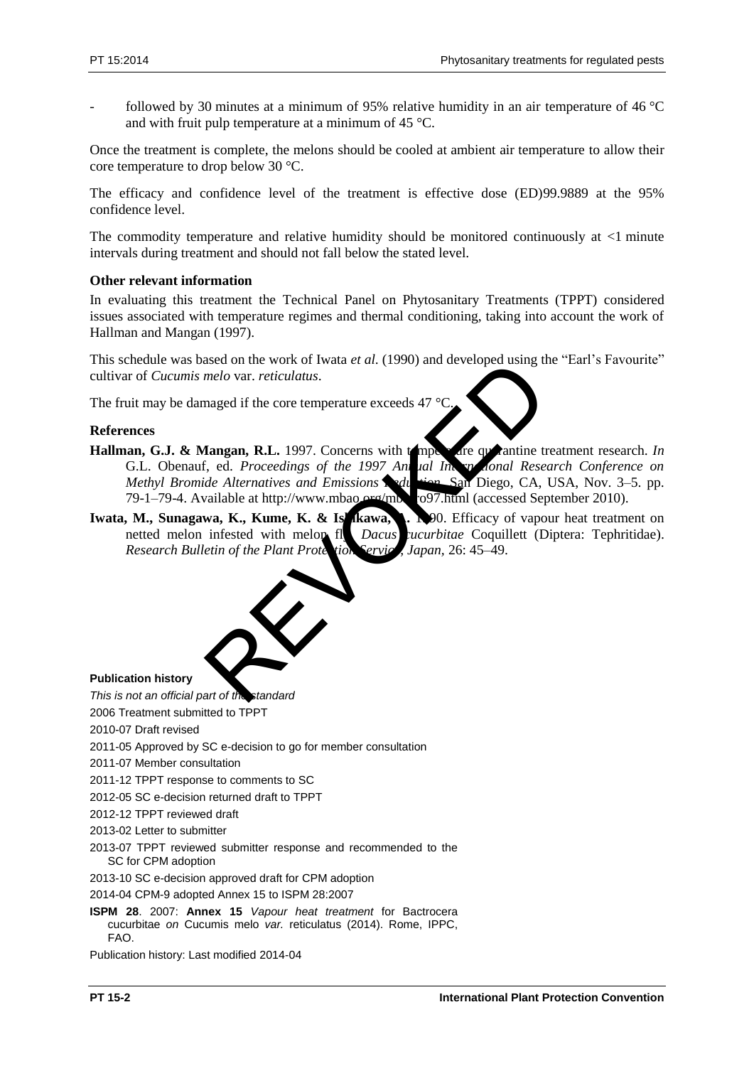- followed by 30 minutes at a minimum of 95% relative humidity in an air temperature of 46 °C and with fruit pulp temperature at a minimum of 45 °C.

Once the treatment is complete, the melons should be cooled at ambient air temperature to allow their core temperature to drop below 30 °C.

The efficacy and confidence level of the treatment is effective dose (ED)99.9889 at the 95% confidence level.

The commodity temperature and relative humidity should be monitored continuously at <1 minute intervals during treatment and should not fall below the stated level.

**Other relevant information**

In evaluating this treatment the Technical Panel on Phytosanitary Treatments (TPPT) considered issues associated with temperature regimes and thermal conditioning, taking into account the work of Hallman and Mangan (1997).

This schedule was based on the work of Iwata *et al.* (1990) and developed using the "Earl's Favourite" cultivar of *Cucumis melo* var. *reticulatus*.

The fruit may be damaged if the core temperature exceeds 47 °C.

**References**

**Hallman, G.J. & Mangan, R.L.** 1997. Concerns with temperature quarantine treatment research. *In* G.L. Obenauf, ed. *Proceedings of the 1997 Annual International Research Conference on Methyl Bromide Alternatives and Emissions Reduction*, San Diego, CA, USA, Nov. 3–5. pp. 79-1–79-4. Available at http://www.mbao.org/mbrpro97.html (accessed September 2010).

**Iwata, M., Sunagawa, K., Kume, K. & Ishikawa, A.** 1990. Efficacy of vapour heat treatment on netted melon infested with melon fly, *Dacus cucurbitae* Coquillett (Diptera: Tephritidae). *Research Bulletin of the Plant Protection Service, Japan*, 26: 45–49.

REVOKED

**Publication history**

*This is not an official part of the standard*

2006 Treatment submitted to TPPT

2010-07 Draft revised

2011-05 Approved by SC e-decision to go for member consultation

2011-07 Member consultation

2011-12 TPPT response to comments to SC

2012-05 SC e-decision returned draft to TPPT

2012-12 TPPT reviewed draft

2013-02 Letter to submitter

2013-07 TPPT reviewed submitter response and recommended to the SC for CPM adoption

2013-10 SC e-decision approved draft for CPM adoption

2014-04 CPM-9 adopted Annex 15 to ISPM 28:2007

**ISPM 28**. 2007: **Annex 15** *Vapour heat treatment* for Bactrocera cucurbitae *on* Cucumis melo *var.* reticulatus (2014). Rome, IPPC, FAO.

Publication history: Last modified 2014-04